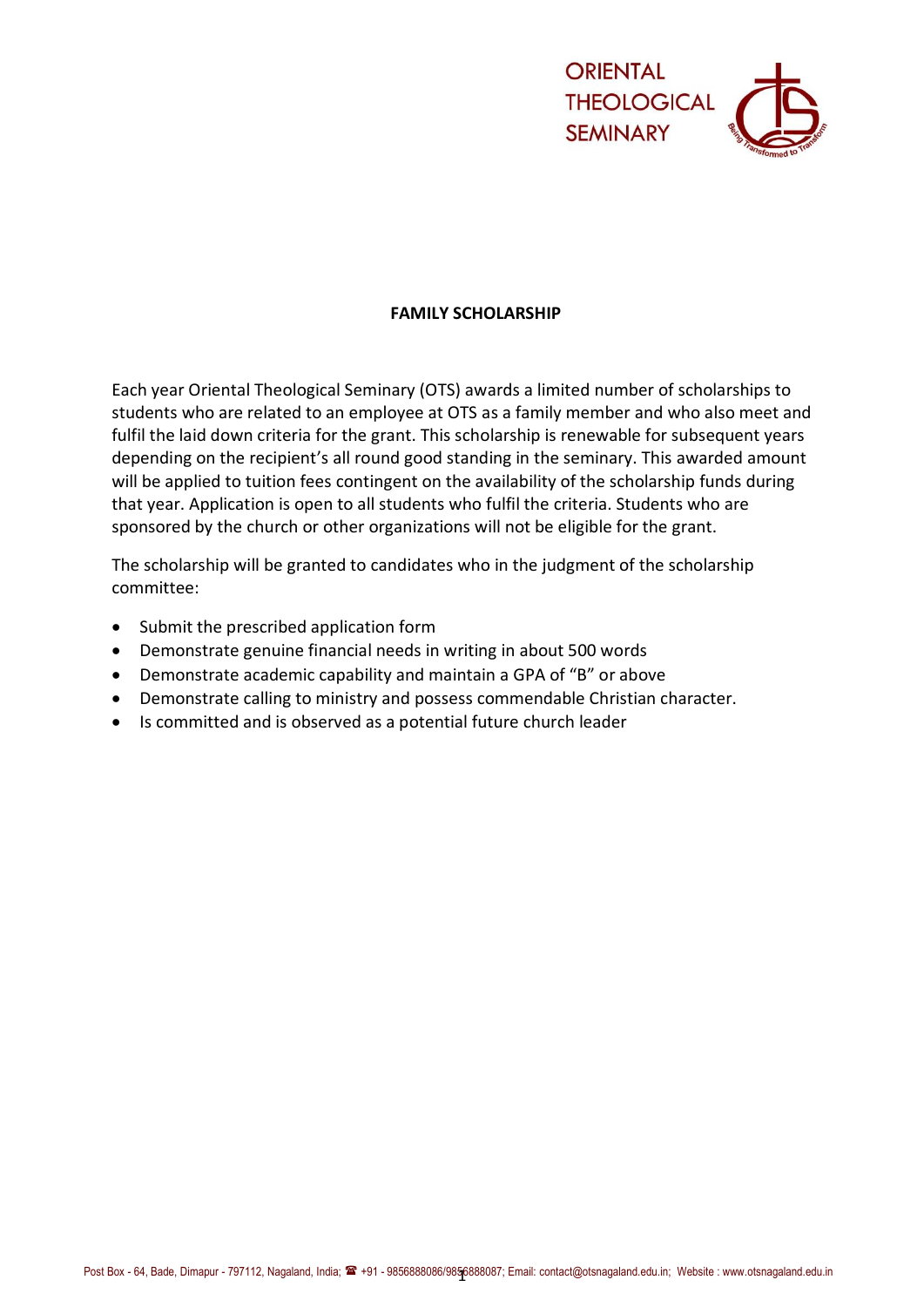**FAMILY SCHOLARSHIP**

Each year Oriental Theological Seminary (OTS) awards a limited number of scholarships to students who are related to an employee at OTS as a family member and who also meet and fulfil the laid down criteria for the grant. This scholarship is renewable for subsequent years depending on the recipient's all round good standing in the seminary. This awarded amount will be applied to tuition fees contingent on the availability of the scholarship funds during that year. Application is open to all students who fulfil the criteria. Students who are sponsored by the church or other organizations will not be eligible for the grant.

The scholarship will be granted to candidates who in the judgment of the scholarship committee:

- Submit the prescribed application form
- Demonstrate genuine financial needs in writing in about 500 words
- Demonstrate academic capability and maintain a GPA of "B" or above
- Demonstrate calling to ministry and possess commendable Christian character.
- Is committed and is observed as a potential future church leader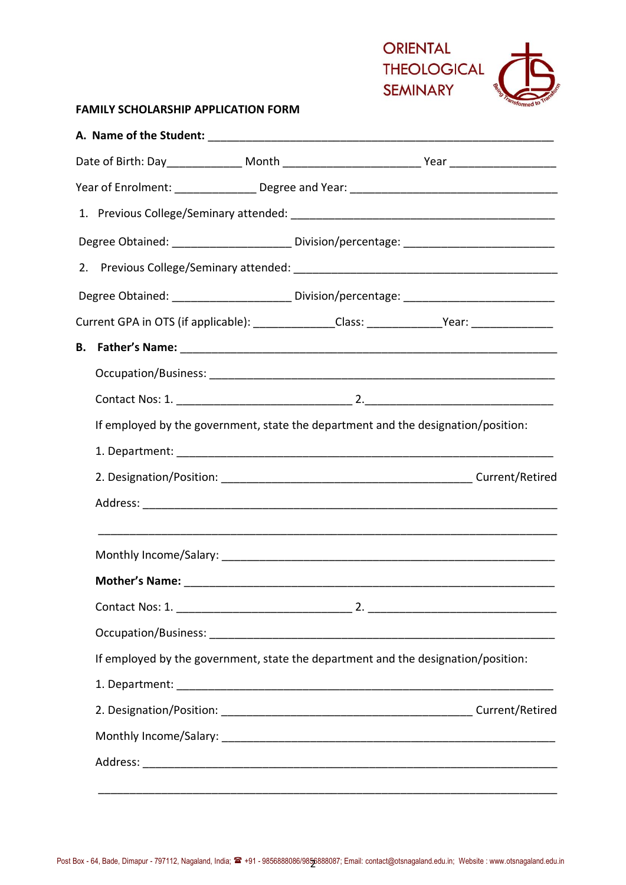ORIENTAL THEOLOGICAL SEMINARY

Being Transformed to Transform

**FAMILY SCHOLARSHIP APPLICATION FORM**

**A. Name of the Student:** ___________________________________________________________

Date of Birth: Day____________ Month ______________________ Year _________________

Year of Enrolment: _____________ Degree and Year: _________________________________

1. Previous College/Seminary attended: __________________________________________

Degree Obtained: ___________________ Division/percentage: ________________________

2. Previous College/Seminary attended: __________________________________________

Degree Obtained: ___________________ Division/percentage: ________________________

Current GPA in OTS (if applicable): _____________Class: ____________Year: _____________

**B. Father's Name:** _____________________________________________________________

Occupation/Business: ______________________________________________________

Contact Nos: 1. ____________________________ 2.______________________________

If employed by the government, state the department and the designation/position:

1. Department: ___________________________________________________________

2. Designation/Position: ________________________________________ Current/Retired

Address: ________________________________________________________________

_______________________________________________________________________

Monthly Income/Salary: ____________________________________________________

**Mother's Name:** ___________________________________________________________

Contact Nos: 1. ____________________________ 2. ______________________________

Occupation/Business: ______________________________________________________

If employed by the government, state the department and the designation/position:

1. Department: ___________________________________________________________

2. Designation/Position: ________________________________________ Current/Retired

Monthly Income/Salary: ____________________________________________________

Address: ________________________________________________________________

_______________________________________________________________________

Post Box - 64, Bade, Dimapur - 797112, Nagaland, India; ☎ +91 - 9856888086/9856888087; Email: contact@otsnagaland.edu.in; Website : www.otsnagaland.edu.in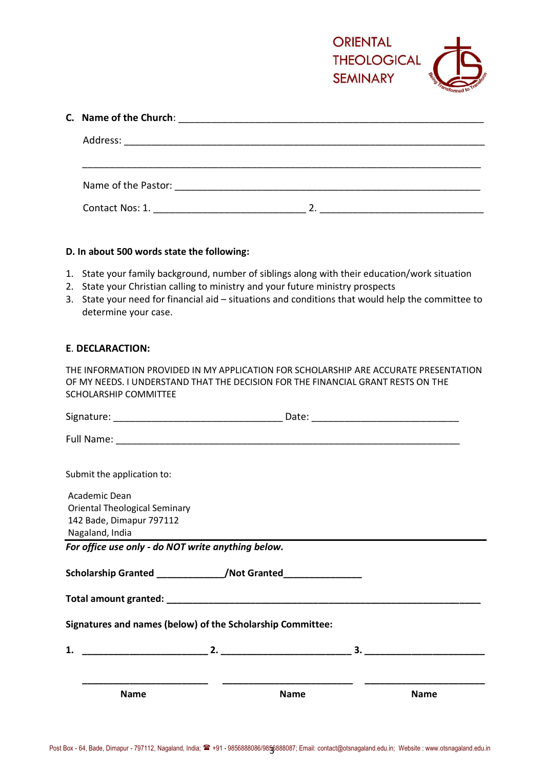**C. Name of the Church**: ____________________________________________________________

Address: ______________________________________________________________________

______________________________________________________________________________

Name of the Pastor: ____________________________________________________________

Contact Nos: 1. ____________________________ 2. ______________________________

**D. In about 500 words state the following:**

1. State your family background, number of siblings along with their education/work situation
2. State your Christian calling to ministry and your future ministry prospects
3. State your need for financial aid – situations and conditions that would help the committee to determine your case.

**E. DECLARACTION:**

THE INFORMATION PROVIDED IN MY APPLICATION FOR SCHOLARSHIP ARE ACCURATE PRESENTATION OF MY NEEDS. I UNDERSTAND THAT THE DECISION FOR THE FINANCIAL GRANT RESTS ON THE SCHOLARSHIP COMMITTEE

Signature: _______________________________ Date: ___________________________

Full Name: _______________________________________________________________

Submit the application to:

Academic Dean
Oriental Theological Seminary
142 Bade, Dimapur 797112
Nagaland, India

---

***For office use only - do NOT write anything below.***

**Scholarship Granted _____________/Not Granted______________**

**Total amount granted: ________________________________________________________**

**Signatures and names (below) of the Scholarship Committee:**

**1.** ________________________ **2.** ________________________ **3.** ________________________

________________________ ________________________ ________________________

**Name** **Name** **Name**

Post Box - 64, Bade, Dimapur - 797112, Nagaland, India; ☎ +91 - 9856888086/9856888087; Email: contact@otsnagaland.edu.in; Website : www.otsnagaland.edu.in